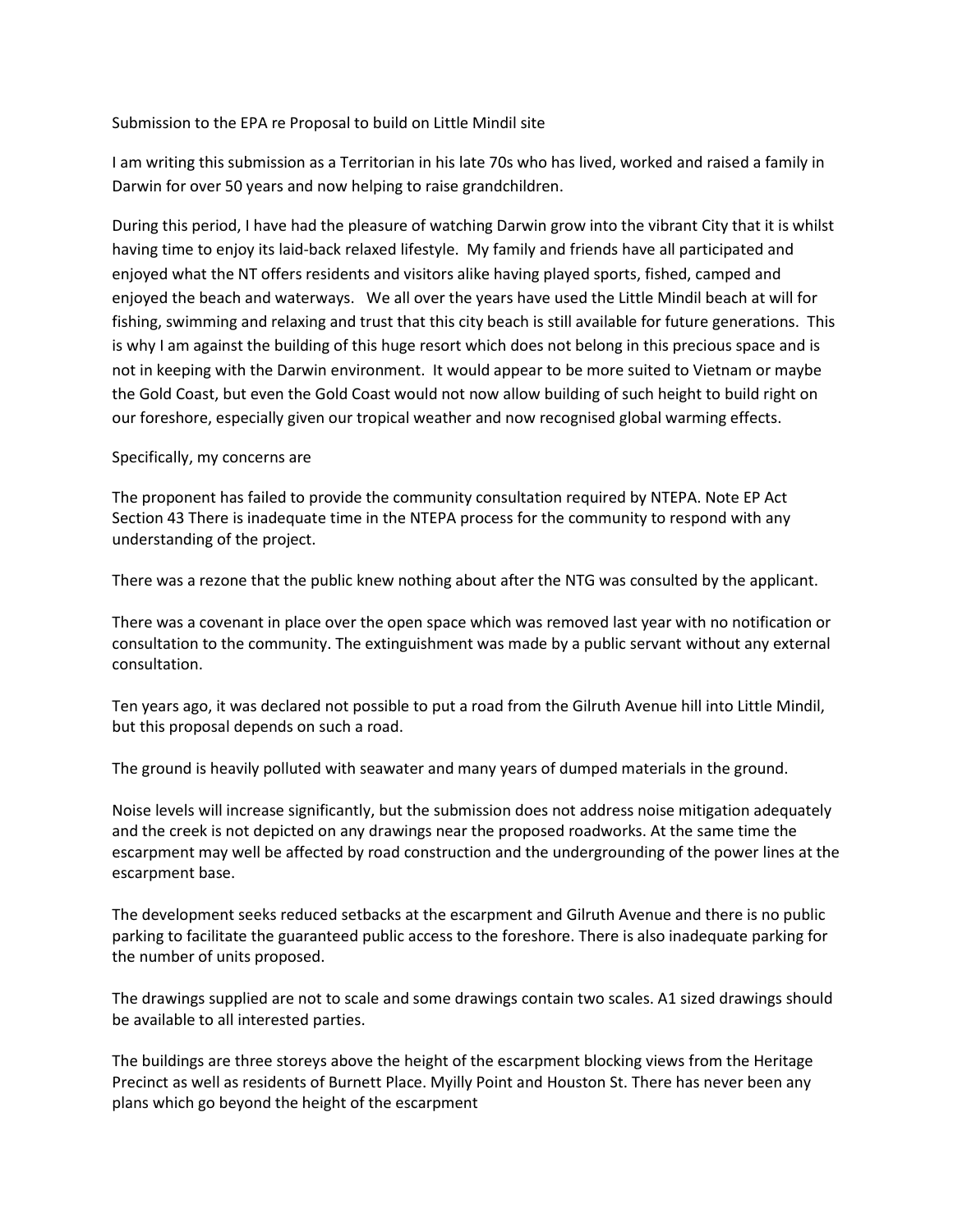Submission to the EPA re Proposal to build on Little Mindil site

I am writing this submission as a Territorian in his late 70s who has lived, worked and raised a family in Darwin for over 50 years and now helping to raise grandchildren.

During this period, I have had the pleasure of watching Darwin grow into the vibrant City that it is whilst having time to enjoy its laid-back relaxed lifestyle. My family and friends have all participated and enjoyed what the NT offers residents and visitors alike having played sports, fished, camped and enjoyed the beach and waterways. We all over the years have used the Little Mindil beach at will for fishing, swimming and relaxing and trust that this city beach is still available for future generations. This is why I am against the building of this huge resort which does not belong in this precious space and is not in keeping with the Darwin environment. It would appear to be more suited to Vietnam or maybe the Gold Coast, but even the Gold Coast would not now allow building of such height to build right on our foreshore, especially given our tropical weather and now recognised global warming effects.

Specifically, my concerns are

The proponent has failed to provide the community consultation required by NTEPA. Note EP Act Section 43 There is inadequate time in the NTEPA process for the community to respond with any understanding of the project.

There was a rezone that the public knew nothing about after the NTG was consulted by the applicant.

There was a covenant in place over the open space which was removed last year with no notification or consultation to the community. The extinguishment was made by a public servant without any external consultation.

Ten years ago, it was declared not possible to put a road from the Gilruth Avenue hill into Little Mindil, but this proposal depends on such a road.

The ground is heavily polluted with seawater and many years of dumped materials in the ground.

Noise levels will increase significantly, but the submission does not address noise mitigation adequately and the creek is not depicted on any drawings near the proposed roadworks. At the same time the escarpment may well be affected by road construction and the undergrounding of the power lines at the escarpment base.

The development seeks reduced setbacks at the escarpment and Gilruth Avenue and there is no public parking to facilitate the guaranteed public access to the foreshore. There is also inadequate parking for the number of units proposed.

The drawings supplied are not to scale and some drawings contain two scales. A1 sized drawings should be available to all interested parties.

The buildings are three storeys above the height of the escarpment blocking views from the Heritage Precinct as well as residents of Burnett Place. Myilly Point and Houston St. There has never been any plans which go beyond the height of the escarpment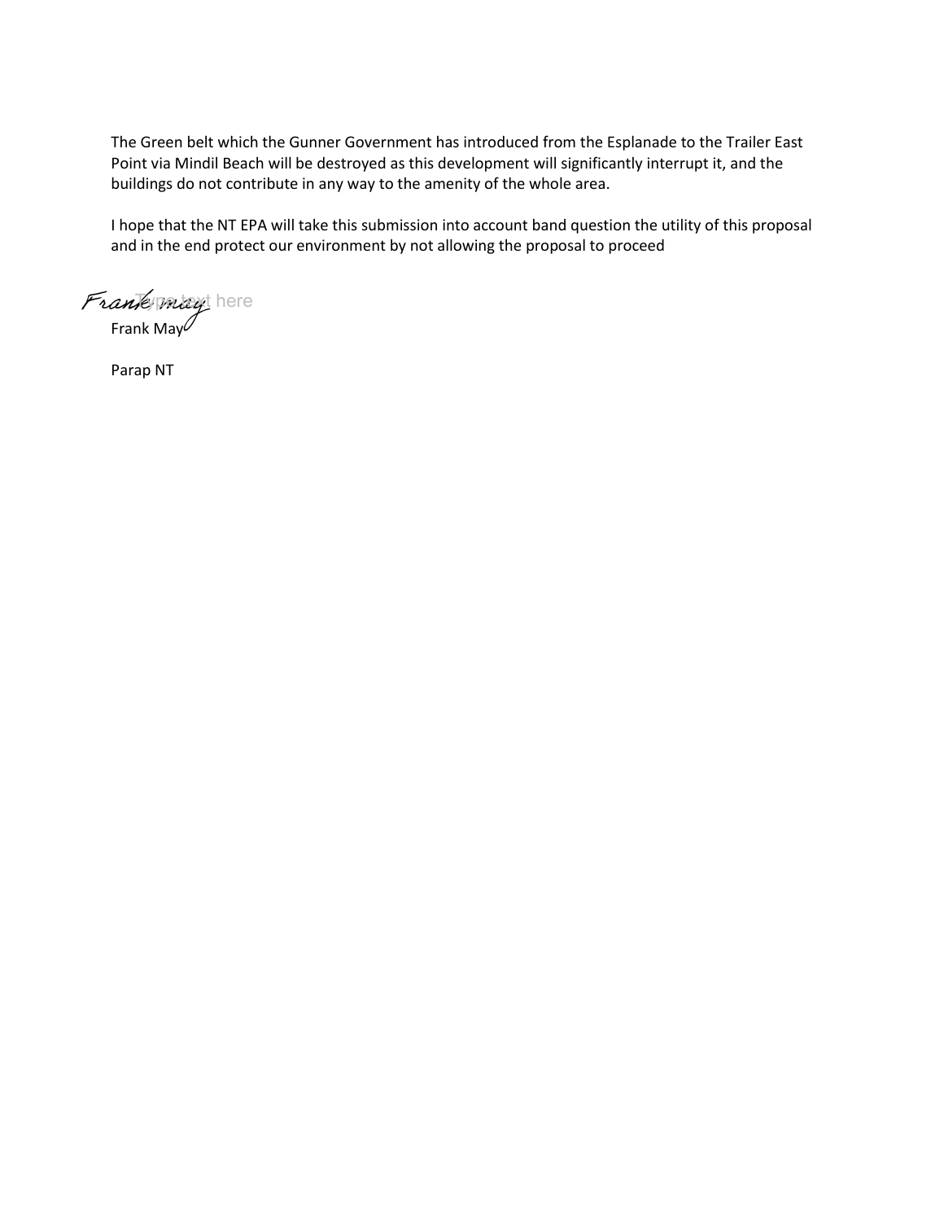The Green belt which the Gunner Government has introduced from the Esplanade to the Trailer East Point via Mindil Beach will be destroyed as this development will significantly interrupt it, and the buildings do not contribute in any way to the amenity of the whole area.

I hope that the NT EPA will take this submission into account band question the utility of this proposal and in the end protect our environment by not allowing the proposal to proceed

Frank may Type text here

Frank May

Parap NT